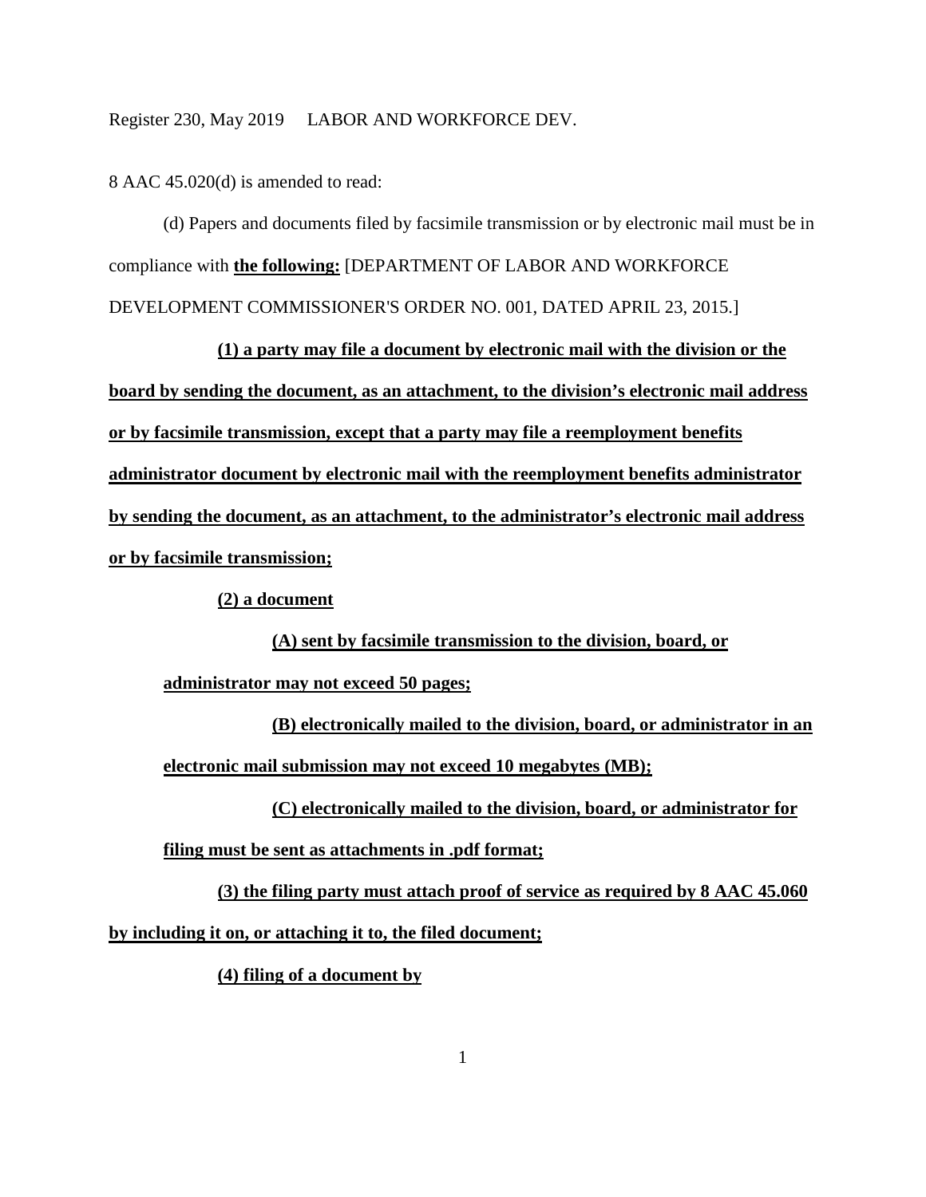8 AAC 45.020(d) is amended to read:

(d) Papers and documents filed by facsimile transmission or by electronic mail must be in compliance with **the following:** [DEPARTMENT OF LABOR AND WORKFORCE DEVELOPMENT COMMISSIONER'S ORDER NO. 001, DATED APRIL 23, 2015.]

**(1) a party may file a document by electronic mail with the division or the board by sending the document, as an attachment, to the division's electronic mail address or by facsimile transmission, except that a party may file a reemployment benefits administrator document by electronic mail with the reemployment benefits administrator by sending the document, as an attachment, to the administrator's electronic mail address or by facsimile transmission;**

**(2) a document**

**(A) sent by facsimile transmission to the division, board, or administrator may not exceed 50 pages;**

**(B) electronically mailed to the division, board, or administrator in an electronic mail submission may not exceed 10 megabytes (MB);**

**(C) electronically mailed to the division, board, or administrator for filing must be sent as attachments in .pdf format;**

**(3) the filing party must attach proof of service as required by 8 AAC 45.060 by including it on, or attaching it to, the filed document;**

**(4) filing of a document by**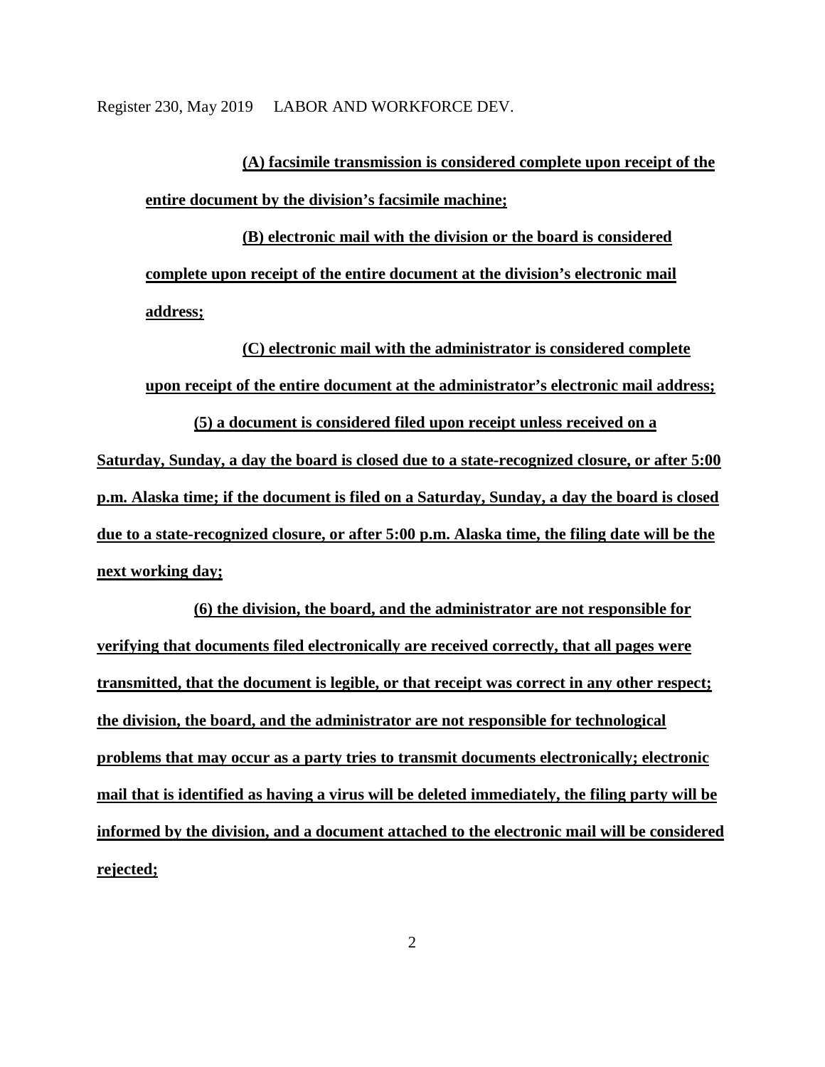**(A) facsimile transmission is considered complete upon receipt of the entire document by the division's facsimile machine;**

**(B) electronic mail with the division or the board is considered complete upon receipt of the entire document at the division's electronic mail address;**

**(C) electronic mail with the administrator is considered complete upon receipt of the entire document at the administrator's electronic mail address;**

**(5) a document is considered filed upon receipt unless received on a Saturday, Sunday, a day the board is closed due to a state-recognized closure, or after 5:00 p.m. Alaska time; if the document is filed on a Saturday, Sunday, a day the board is closed due to a state-recognized closure, or after 5:00 p.m. Alaska time, the filing date will be the next working day;**

**(6) the division, the board, and the administrator are not responsible for verifying that documents filed electronically are received correctly, that all pages were transmitted, that the document is legible, or that receipt was correct in any other respect; the division, the board, and the administrator are not responsible for technological problems that may occur as a party tries to transmit documents electronically; electronic mail that is identified as having a virus will be deleted immediately, the filing party will be informed by the division, and a document attached to the electronic mail will be considered rejected;**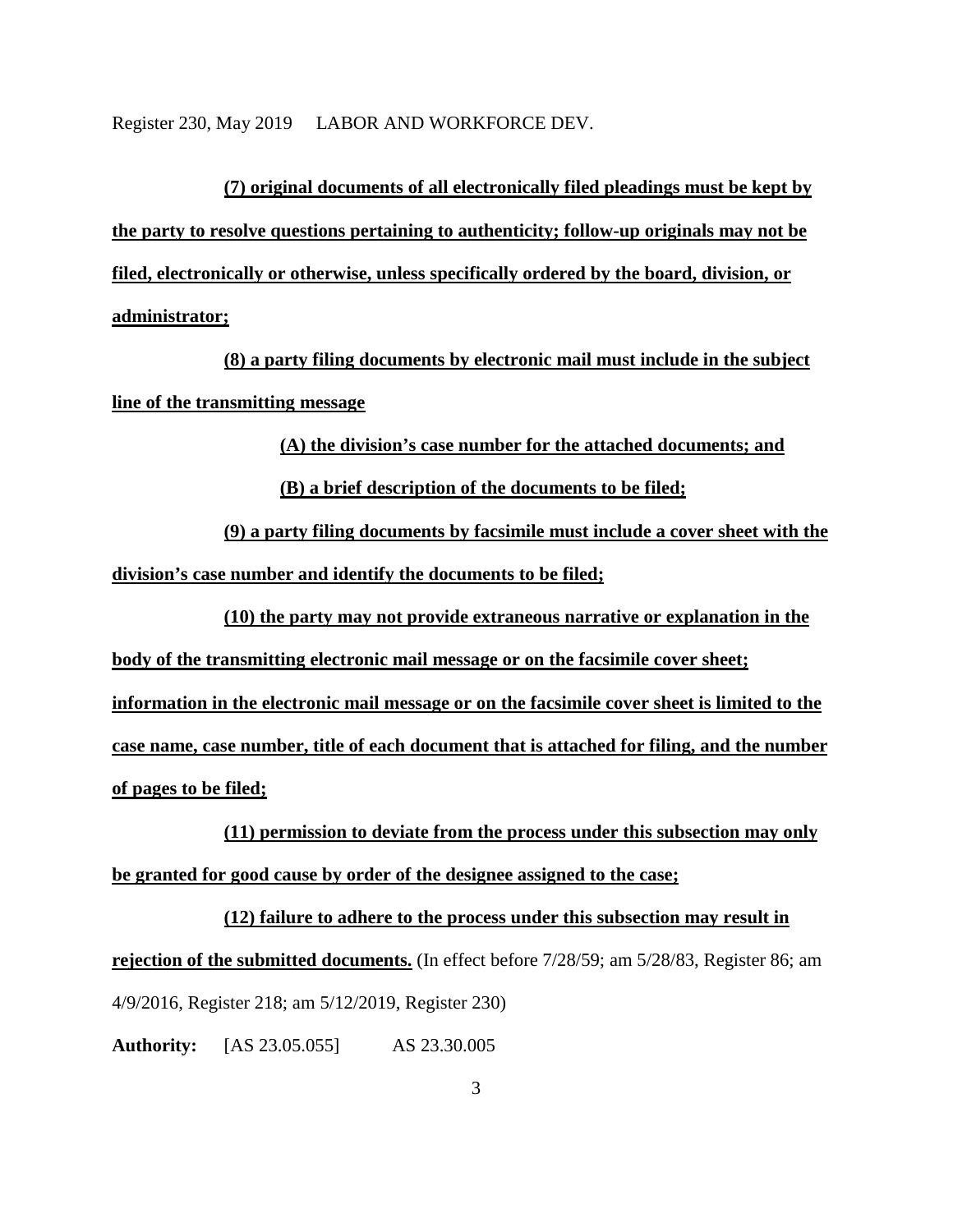**(7) original documents of all electronically filed pleadings must be kept by the party to resolve questions pertaining to authenticity; follow-up originals may not be filed, electronically or otherwise, unless specifically ordered by the board, division, or administrator;**

**(8) a party filing documents by electronic mail must include in the subject line of the transmitting message**

**(A) the division's case number for the attached documents; and**

**(B) a brief description of the documents to be filed;**

**(9) a party filing documents by facsimile must include a cover sheet with the division's case number and identify the documents to be filed;**

**(10) the party may not provide extraneous narrative or explanation in the body of the transmitting electronic mail message or on the facsimile cover sheet; information in the electronic mail message or on the facsimile cover sheet is limited to the case name, case number, title of each document that is attached for filing, and the number of pages to be filed;**

**(11) permission to deviate from the process under this subsection may only be granted for good cause by order of the designee assigned to the case;**

**(12) failure to adhere to the process under this subsection may result in rejection of the submitted documents.** (In effect before 7/28/59; am 5/28/83, Register 86; am 4/9/2016, Register 218; am 5/12/2019, Register 230)

**Authority:** [AS 23.05.055] AS 23.30.005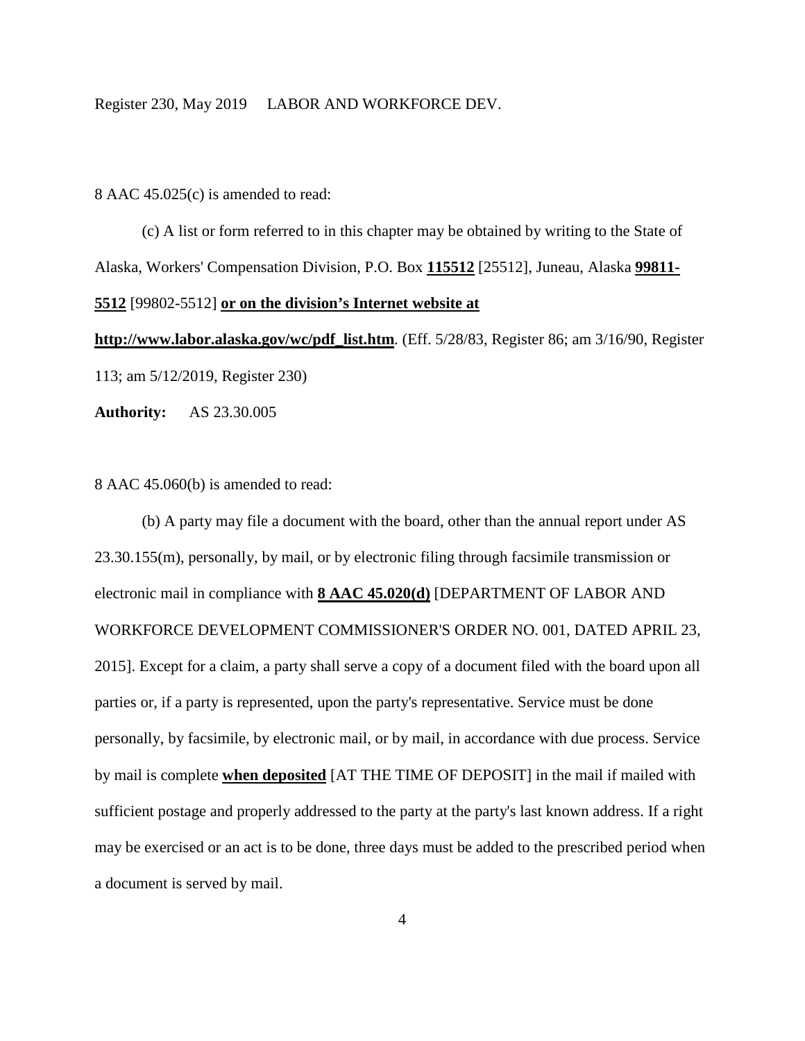8 AAC 45.025(c) is amended to read:

(c) A list or form referred to in this chapter may be obtained by writing to the State of Alaska, Workers' Compensation Division, P.O. Box **115512** [25512], Juneau, Alaska **99811-5512** [99802-5512] **or on the division's Internet website at http://www.labor.alaska.gov/wc/pdf_list.htm**. (Eff. 5/28/83, Register 86; am 3/16/90, Register 113; am 5/12/2019, Register 230)

**Authority:** AS 23.30.005

8 AAC 45.060(b) is amended to read:

(b) A party may file a document with the board, other than the annual report under AS 23.30.155(m), personally, by mail, or by electronic filing through facsimile transmission or electronic mail in compliance with **8 AAC 45.020(d)** [DEPARTMENT OF LABOR AND WORKFORCE DEVELOPMENT COMMISSIONER'S ORDER NO. 001, DATED APRIL 23, 2015]. Except for a claim, a party shall serve a copy of a document filed with the board upon all parties or, if a party is represented, upon the party's representative. Service must be done personally, by facsimile, by electronic mail, or by mail, in accordance with due process. Service by mail is complete **when deposited** [AT THE TIME OF DEPOSIT] in the mail if mailed with sufficient postage and properly addressed to the party at the party's last known address. If a right may be exercised or an act is to be done, three days must be added to the prescribed period when a document is served by mail.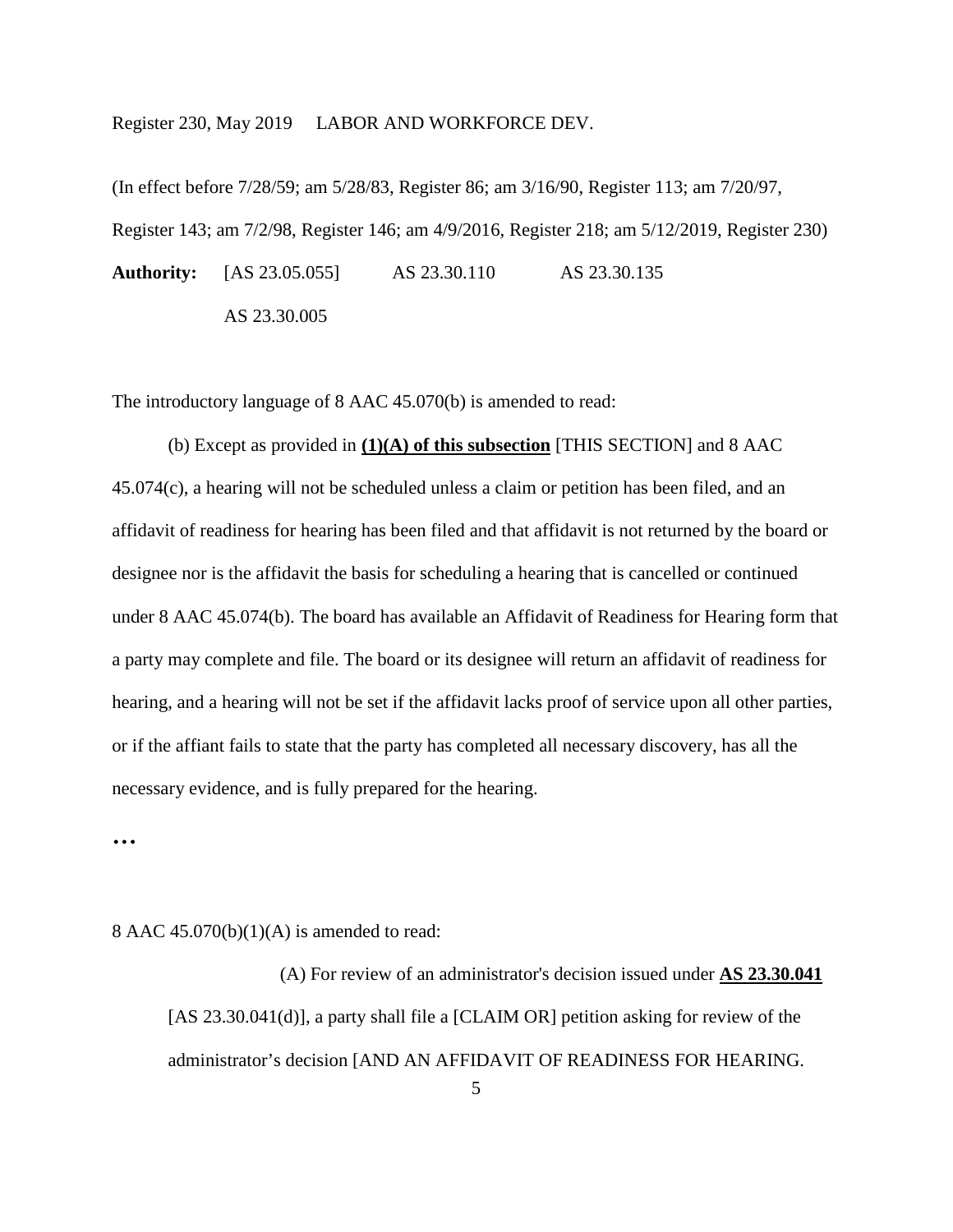(In effect before 7/28/59; am 5/28/83, Register 86; am 3/16/90, Register 113; am 7/20/97, Register 143; am 7/2/98, Register 146; am 4/9/2016, Register 218; am 5/12/2019, Register 230)

**Authority:** [AS 23.05.055] AS 23.30.110 AS 23.30.135

AS 23.30.005

The introductory language of 8 AAC 45.070(b) is amended to read:

(b) Except as provided in **(1)(A) of this subsection** [THIS SECTION] and 8 AAC 45.074(c), a hearing will not be scheduled unless a claim or petition has been filed, and an affidavit of readiness for hearing has been filed and that affidavit is not returned by the board or designee nor is the affidavit the basis for scheduling a hearing that is cancelled or continued under 8 AAC 45.074(b). The board has available an Affidavit of Readiness for Hearing form that a party may complete and file. The board or its designee will return an affidavit of readiness for hearing, and a hearing will not be set if the affidavit lacks proof of service upon all other parties, or if the affiant fails to state that the party has completed all necessary discovery, has all the necessary evidence, and is fully prepared for the hearing.

**. . .**

8 AAC 45.070(b)(1)(A) is amended to read:

(A) For review of an administrator's decision issued under **AS 23.30.041** [AS 23.30.041(d)], a party shall file a [CLAIM OR] petition asking for review of the administrator's decision [AND AN AFFIDAVIT OF READINESS FOR HEARING.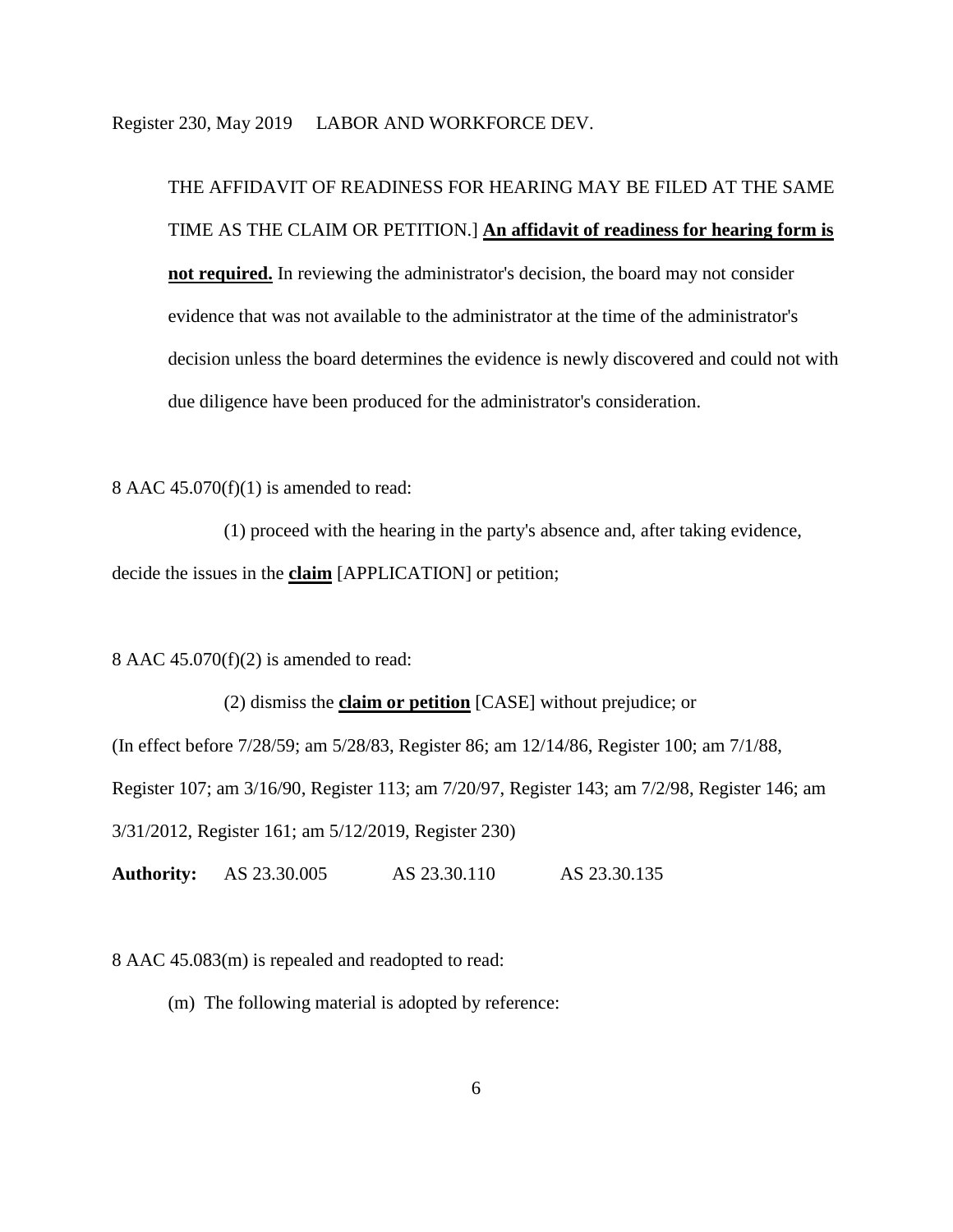THE AFFIDAVIT OF READINESS FOR HEARING MAY BE FILED AT THE SAME TIME AS THE CLAIM OR PETITION.] **An affidavit of readiness for hearing form is not required.** In reviewing the administrator's decision, the board may not consider evidence that was not available to the administrator at the time of the administrator's decision unless the board determines the evidence is newly discovered and could not with due diligence have been produced for the administrator's consideration.

8 AAC 45.070(f)(1) is amended to read:

(1) proceed with the hearing in the party's absence and, after taking evidence, decide the issues in the **claim** [APPLICATION] or petition;

8 AAC 45.070(f)(2) is amended to read:

(2) dismiss the **claim or petition** [CASE] without prejudice; or

(In effect before 7/28/59; am 5/28/83, Register 86; am 12/14/86, Register 100; am 7/1/88, Register 107; am 3/16/90, Register 113; am 7/20/97, Register 143; am 7/2/98, Register 146; am 3/31/2012, Register 161; am 5/12/2019, Register 230)

**Authority:** AS 23.30.005 AS 23.30.110 AS 23.30.135

8 AAC 45.083(m) is repealed and readopted to read:

(m) The following material is adopted by reference: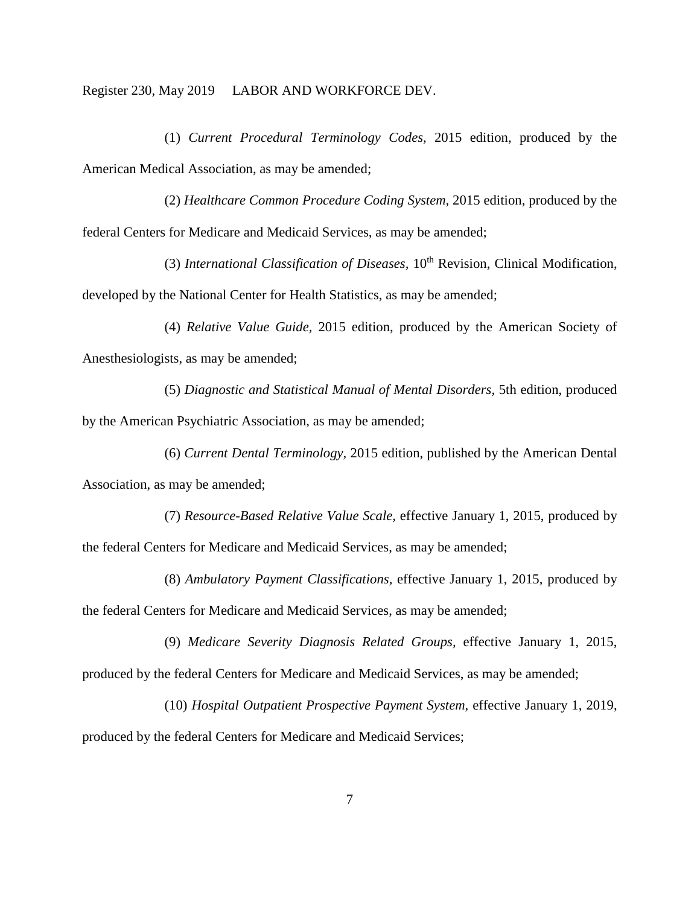(1) *Current Procedural Terminology Codes*, 2015 edition, produced by the American Medical Association, as may be amended;

(2) *Healthcare Common Procedure Coding System*, 2015 edition, produced by the federal Centers for Medicare and Medicaid Services, as may be amended;

(3) *International Classification of Diseases*, 10th Revision, Clinical Modification, developed by the National Center for Health Statistics, as may be amended;

(4) *Relative Value Guide*, 2015 edition, produced by the American Society of Anesthesiologists, as may be amended;

(5) *Diagnostic and Statistical Manual of Mental Disorders*, 5th edition, produced by the American Psychiatric Association, as may be amended;

(6) *Current Dental Terminology*, 2015 edition, published by the American Dental Association, as may be amended;

(7) *Resource-Based Relative Value Scale*, effective January 1, 2015, produced by the federal Centers for Medicare and Medicaid Services, as may be amended;

(8) *Ambulatory Payment Classifications*, effective January 1, 2015, produced by the federal Centers for Medicare and Medicaid Services, as may be amended;

(9) *Medicare Severity Diagnosis Related Groups*, effective January 1, 2015, produced by the federal Centers for Medicare and Medicaid Services, as may be amended;

(10) *Hospital Outpatient Prospective Payment System*, effective January 1, 2019, produced by the federal Centers for Medicare and Medicaid Services;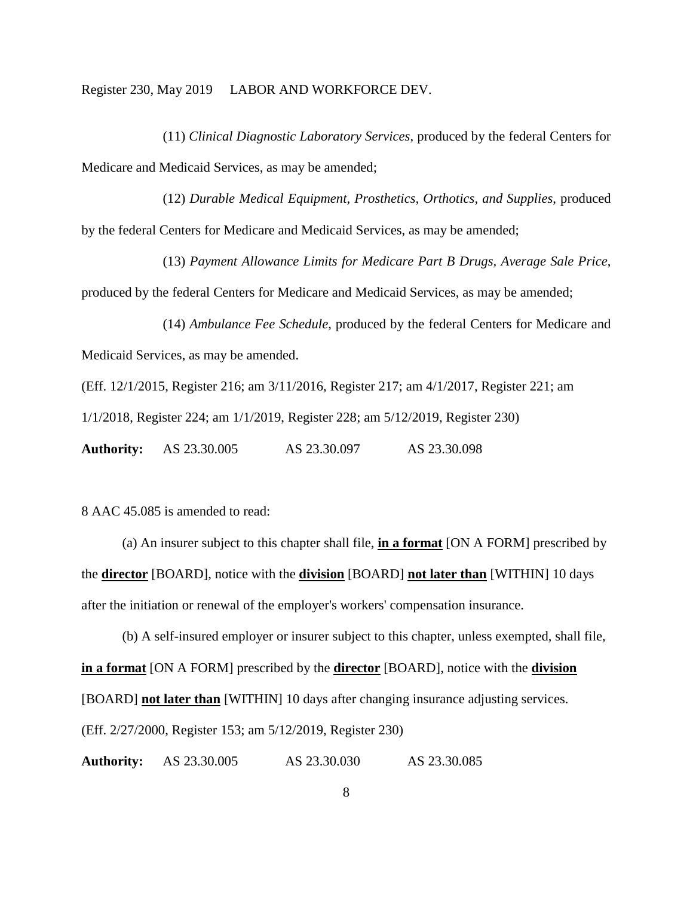(11) *Clinical Diagnostic Laboratory Services*, produced by the federal Centers for Medicare and Medicaid Services, as may be amended;

(12) *Durable Medical Equipment, Prosthetics, Orthotics, and Supplies*, produced by the federal Centers for Medicare and Medicaid Services, as may be amended;

(13) *Payment Allowance Limits for Medicare Part B Drugs, Average Sale Price*, produced by the federal Centers for Medicare and Medicaid Services, as may be amended;

(14) *Ambulance Fee Schedule*, produced by the federal Centers for Medicare and Medicaid Services, as may be amended.

(Eff. 12/1/2015, Register 216; am 3/11/2016, Register 217; am 4/1/2017, Register 221; am 1/1/2018, Register 224; am 1/1/2019, Register 228; am 5/12/2019, Register 230)

**Authority:** AS 23.30.005 AS 23.30.097 AS 23.30.098

8 AAC 45.085 is amended to read:

(a) An insurer subject to this chapter shall file, **in a format** [ON A FORM] prescribed by the **director** [BOARD], notice with the **division** [BOARD] **not later than** [WITHIN] 10 days after the initiation or renewal of the employer's workers' compensation insurance.

(b) A self-insured employer or insurer subject to this chapter, unless exempted, shall file, **in a format** [ON A FORM] prescribed by the **director** [BOARD], notice with the **division** [BOARD] **not later than** [WITHIN] 10 days after changing insurance adjusting services.

(Eff. 2/27/2000, Register 153; am 5/12/2019, Register 230)

**Authority:** AS 23.30.005 AS 23.30.030 AS 23.30.085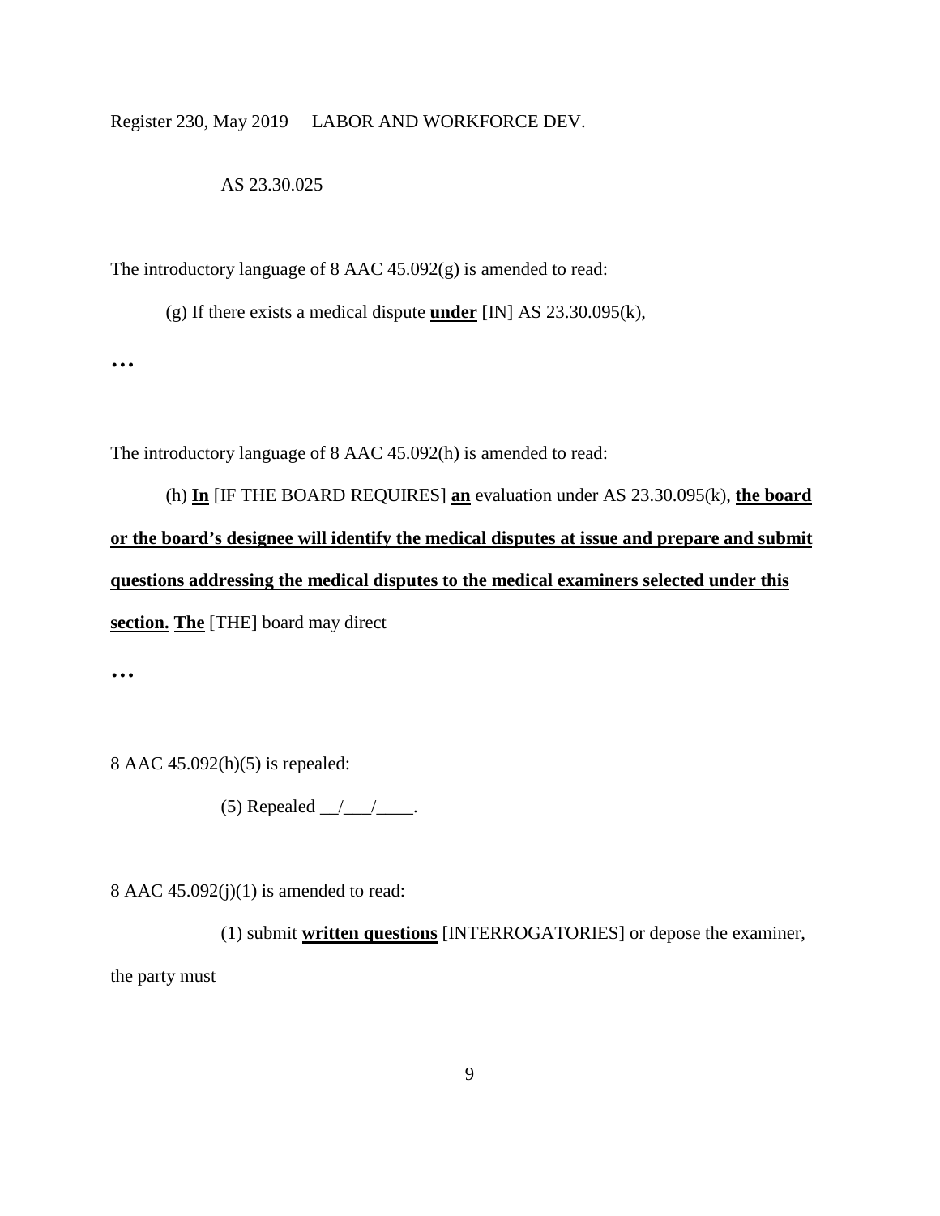AS 23.30.025

The introductory language of 8 AAC 45.092(g) is amended to read:

(g) If there exists a medical dispute **under** [IN] AS 23.30.095(k),

**…**

The introductory language of 8 AAC 45.092(h) is amended to read:

(h) **In** [IF THE BOARD REQUIRES] **an** evaluation under AS 23.30.095(k), **the board or the board's designee will identify the medical disputes at issue and prepare and submit questions addressing the medical disputes to the medical examiners selected under this section. The** [THE] board may direct

**…**

8 AAC 45.092(h)(5) is repealed:

(5) Repealed __/___/____.

8 AAC 45.092(j)(1) is amended to read:

(1) submit **written questions** [INTERROGATORIES] or depose the examiner, the party must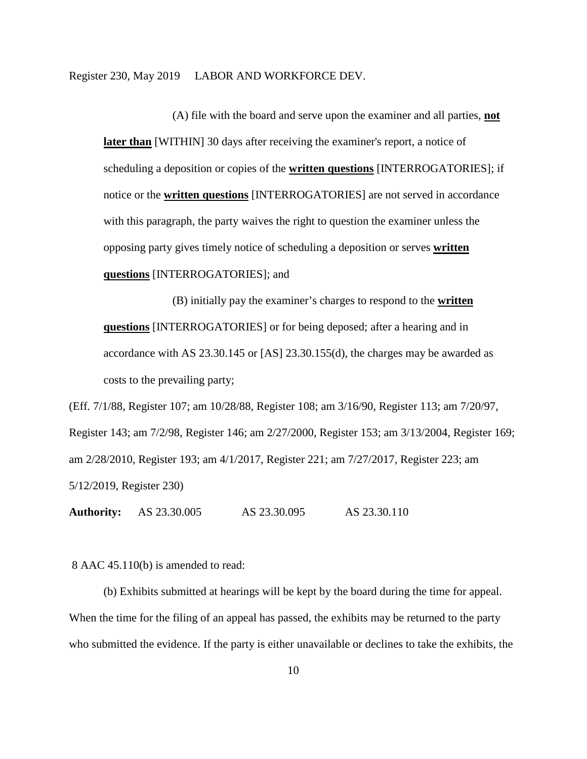(A) file with the board and serve upon the examiner and all parties, **not later than** [WITHIN] 30 days after receiving the examiner's report, a notice of scheduling a deposition or copies of the **written questions** [INTERROGATORIES]; if notice or the **written questions** [INTERROGATORIES] are not served in accordance with this paragraph, the party waives the right to question the examiner unless the opposing party gives timely notice of scheduling a deposition or serves **written questions** [INTERROGATORIES]; and

(B) initially pay the examiner's charges to respond to the **written questions** [INTERROGATORIES] or for being deposed; after a hearing and in accordance with AS 23.30.145 or [AS] 23.30.155(d), the charges may be awarded as costs to the prevailing party;

(Eff. 7/1/88, Register 107; am 10/28/88, Register 108; am 3/16/90, Register 113; am 7/20/97, Register 143; am 7/2/98, Register 146; am 2/27/2000, Register 153; am 3/13/2004, Register 169; am 2/28/2010, Register 193; am 4/1/2017, Register 221; am 7/27/2017, Register 223; am 5/12/2019, Register 230)

**Authority:** AS 23.30.005 AS 23.30.095 AS 23.30.110

8 AAC 45.110(b) is amended to read:

(b) Exhibits submitted at hearings will be kept by the board during the time for appeal. When the time for the filing of an appeal has passed, the exhibits may be returned to the party who submitted the evidence. If the party is either unavailable or declines to take the exhibits, the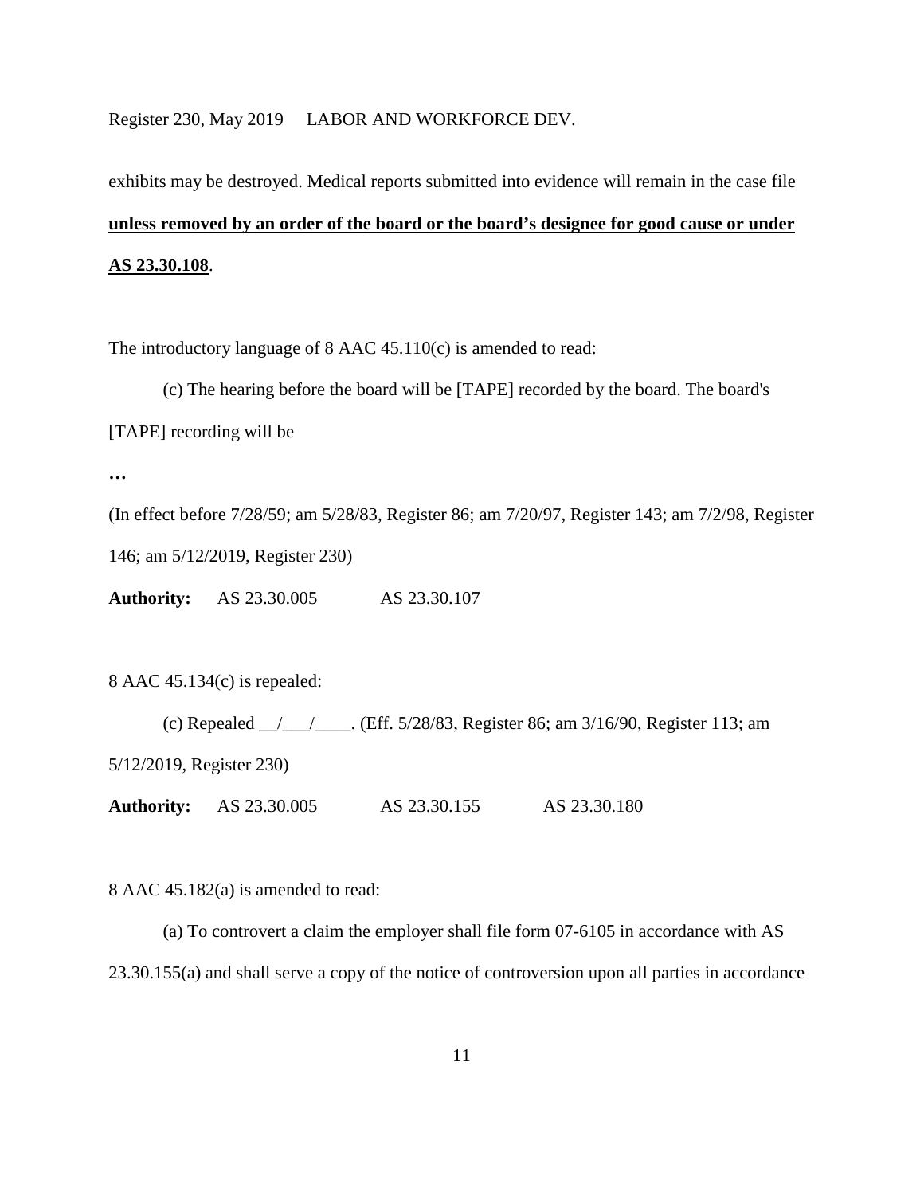exhibits may be destroyed. Medical reports submitted into evidence will remain in the case file **<u>unless removed by an order of the board or the board's designee for good cause or under AS 23.30.108</u>**.

The introductory language of 8 AAC 45.110(c) is amended to read:

(c) The hearing before the board will be [TAPE] recorded by the board. The board's [TAPE] recording will be

...

(In effect before 7/28/59; am 5/28/83, Register 86; am 7/20/97, Register 143; am 7/2/98, Register 146; am 5/12/2019, Register 230)

**Authority:** AS 23.30.005 AS 23.30.107

8 AAC 45.134(c) is repealed:

(c) Repealed __/___/____. (Eff. 5/28/83, Register 86; am 3/16/90, Register 113; am 5/12/2019, Register 230)

**Authority:** AS 23.30.005 AS 23.30.155 AS 23.30.180

8 AAC 45.182(a) is amended to read:

(a) To controvert a claim the employer shall file form 07-6105 in accordance with AS 23.30.155(a) and shall serve a copy of the notice of controversion upon all parties in accordance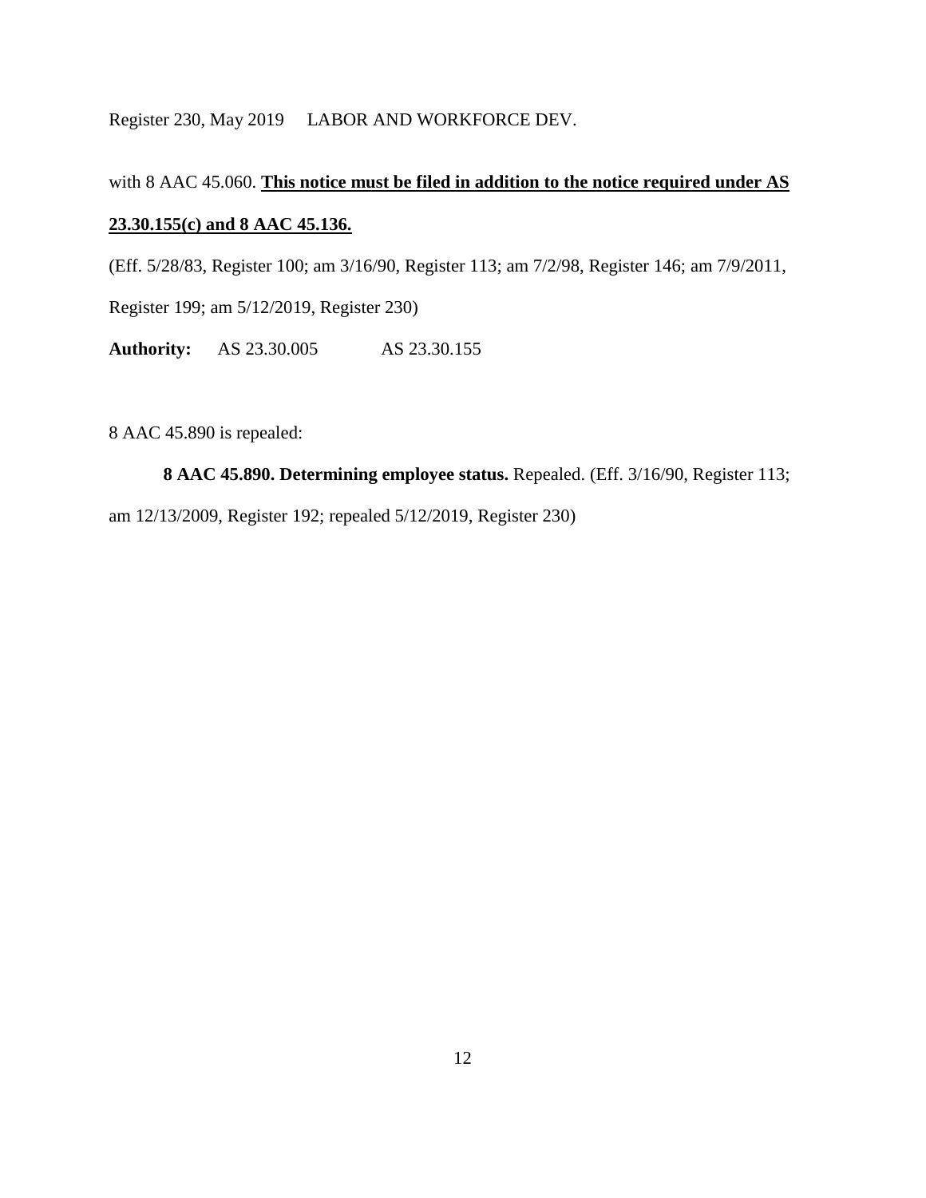with 8 AAC 45.060. **<u>This notice must be filed in addition to the notice required under AS 23.30.155(c) and 8 AAC 45.136.</u>**

(Eff. 5/28/83, Register 100; am 3/16/90, Register 113; am 7/2/98, Register 146; am 7/9/2011, Register 199; am 5/12/2019, Register 230)

**Authority:** AS 23.30.005 AS 23.30.155

8 AAC 45.890 is repealed:

**8 AAC 45.890. Determining employee status.** Repealed. (Eff. 3/16/90, Register 113; am 12/13/2009, Register 192; repealed 5/12/2019, Register 230)